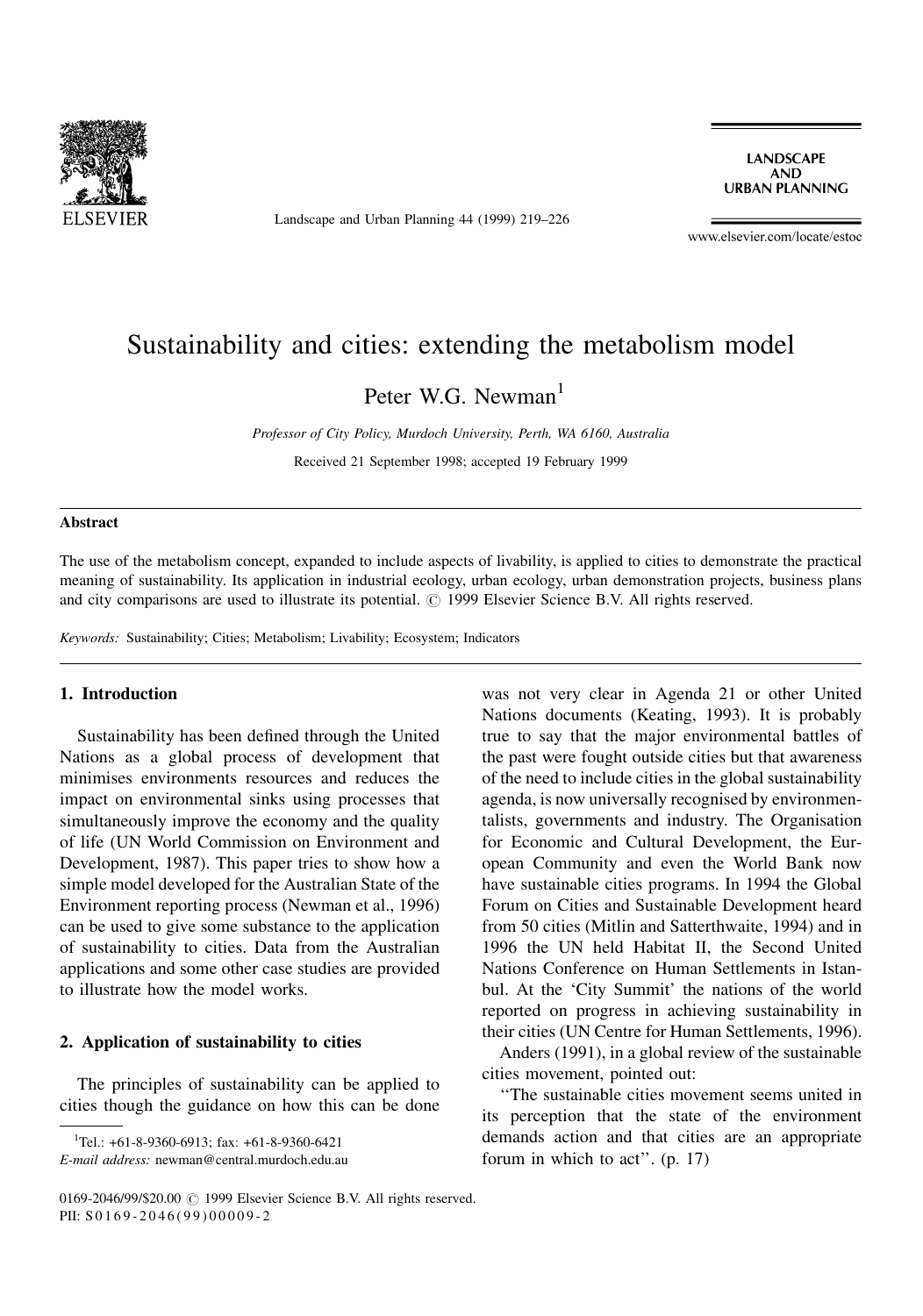# Sustainability and cities: extending the metabolism model

Peter W.G. Newman[1]

*Professor of City Policy, Murdoch University, Perth, WA 6160, Australia*

Received 21 September 1998; accepted 19 February 1999

## Abstract

The use of the metabolism concept, expanded to include aspects of livability, is applied to cities to demonstrate the practical meaning of sustainability. Its application in industrial ecology, urban ecology, urban demonstration projects, business plans and city comparisons are used to illustrate its potential. © 1999 Elsevier Science B.V. All rights reserved.

*Keywords:* Sustainability; Cities; Metabolism; Livability; Ecosystem; Indicators

## 1. Introduction

Sustainability has been defined through the United Nations as a global process of development that minimises environments resources and reduces the impact on environmental sinks using processes that simultaneously improve the economy and the quality of life (UN World Commission on Environment and Development, 1987). This paper tries to show how a simple model developed for the Australian State of the Environment reporting process (Newman et al., 1996) can be used to give some substance to the application of sustainability to cities. Data from the Australian applications and some other case studies are provided to illustrate how the model works.

## 2. Application of sustainability to cities

The principles of sustainability can be applied to cities though the guidance on how this can be done was not very clear in Agenda 21 or other United Nations documents (Keating, 1993). It is probably true to say that the major environmental battles of the past were fought outside cities but that awareness of the need to include cities in the global sustainability agenda, is now universally recognised by environmentalists, governments and industry. The Organisation for Economic and Cultural Development, the European Community and even the World Bank now have sustainable cities programs. In 1994 the Global Forum on Cities and Sustainable Development heard from 50 cities (Mitlin and Satterthwaite, 1994) and in 1996 the UN held Habitat II, the Second United Nations Conference on Human Settlements in Istanbul. At the 'City Summit' the nations of the world reported on progress in achieving sustainability in their cities (UN Centre for Human Settlements, 1996).

Anders (1991), in a global review of the sustainable cities movement, pointed out:

"The sustainable cities movement seems united in its perception that the state of the environment demands action and that cities are an appropriate forum in which to act". (p. 17)

---

[1] Tel.: +61-8-9360-6913; fax: +61-8-9360-6421

*E-mail address:* newman@central.murdoch.edu.au

0169-2046/99/$20.00 © 1999 Elsevier Science B.V. All rights reserved.
PII: S0169-2046(99)00009-2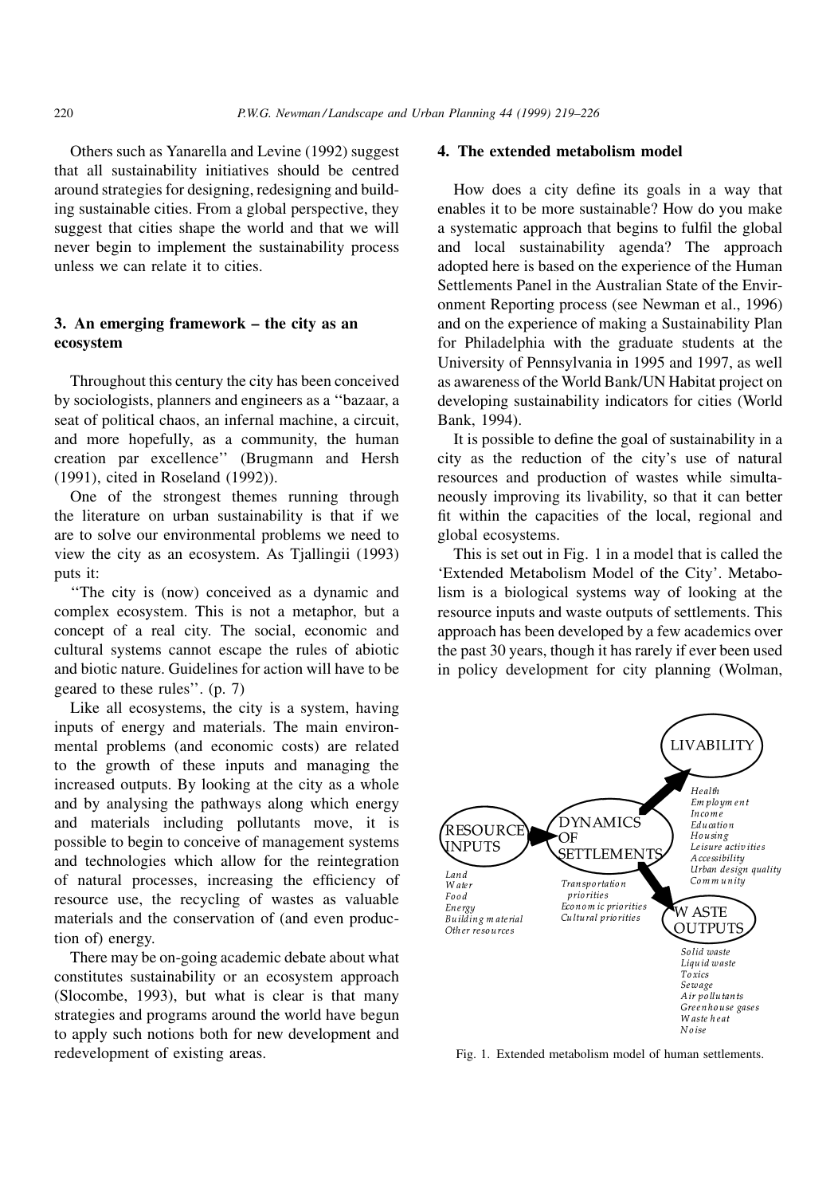Others such as Yanarella and Levine (1992) suggest that all sustainability initiatives should be centred around strategies for designing, redesigning and building sustainable cities. From a global perspective, they suggest that cities shape the world and that we will never begin to implement the sustainability process unless we can relate it to cities.

## 3. An emerging framework – the city as an ecosystem

Throughout this century the city has been conceived by sociologists, planners and engineers as a ''bazaar, a seat of political chaos, an infernal machine, a circuit, and more hopefully, as a community, the human creation par excellence'' (Brugmann and Hersh (1991), cited in Roseland (1992)).

One of the strongest themes running through the literature on urban sustainability is that if we are to solve our environmental problems we need to view the city as an ecosystem. As Tjallingii (1993) puts it:

''The city is (now) conceived as a dynamic and complex ecosystem. This is not a metaphor, but a concept of a real city. The social, economic and cultural systems cannot escape the rules of abiotic and biotic nature. Guidelines for action will have to be geared to these rules''. (p. 7)

Like all ecosystems, the city is a system, having inputs of energy and materials. The main environmental problems (and economic costs) are related to the growth of these inputs and managing the increased outputs. By looking at the city as a whole and by analysing the pathways along which energy and materials including pollutants move, it is possible to begin to conceive of management systems and technologies which allow for the reintegration of natural processes, increasing the efficiency of resource use, the recycling of wastes as valuable materials and the conservation of (and even production of) energy.

There may be on-going academic debate about what constitutes sustainability or an ecosystem approach (Slocombe, 1993), but what is clear is that many strategies and programs around the world have begun to apply such notions both for new development and redevelopment of existing areas.

## 4. The extended metabolism model

How does a city define its goals in a way that enables it to be more sustainable? How do you make a systematic approach that begins to fulfil the global and local sustainability agenda? The approach adopted here is based on the experience of the Human Settlements Panel in the Australian State of the Environment Reporting process (see Newman et al., 1996) and on the experience of making a Sustainability Plan for Philadelphia with the graduate students at the University of Pennsylvania in 1995 and 1997, as well as awareness of the World Bank/UN Habitat project on developing sustainability indicators for cities (World Bank, 1994).

It is possible to define the goal of sustainability in a city as the reduction of the city's use of natural resources and production of wastes while simultaneously improving its livability, so that it can better fit within the capacities of the local, regional and global ecosystems.

This is set out in Fig. 1 in a model that is called the 'Extended Metabolism Model of the City'. Metabolism is a biological systems way of looking at the resource inputs and waste outputs of settlements. This approach has been developed by a few academics over the past 30 years, though it has rarely if ever been used in policy development for city planning (Wolman,

RESOURCE INPUTS
*Land*
*Water*
*Food*
*Energy*
*Building material*
*Other resources*

DYNAMICS OF SETTLEMENTS
*Transportation priorities*
*Economic priorities*
*Cultural priorities*

LIVABILITY
*Health*
*Employment*
*Income*
*Education*
*Housing*
*Leisure activities*
*Accessibility*
*Urban design quality*
*Community*

WASTE OUTPUTS
*Solid waste*
*Liquid waste*
*Toxics*
*Sewage*
*Air pollutants*
*Greenhouse gases*
*Waste heat*
*Noise*

Fig. 1. Extended metabolism model of human settlements.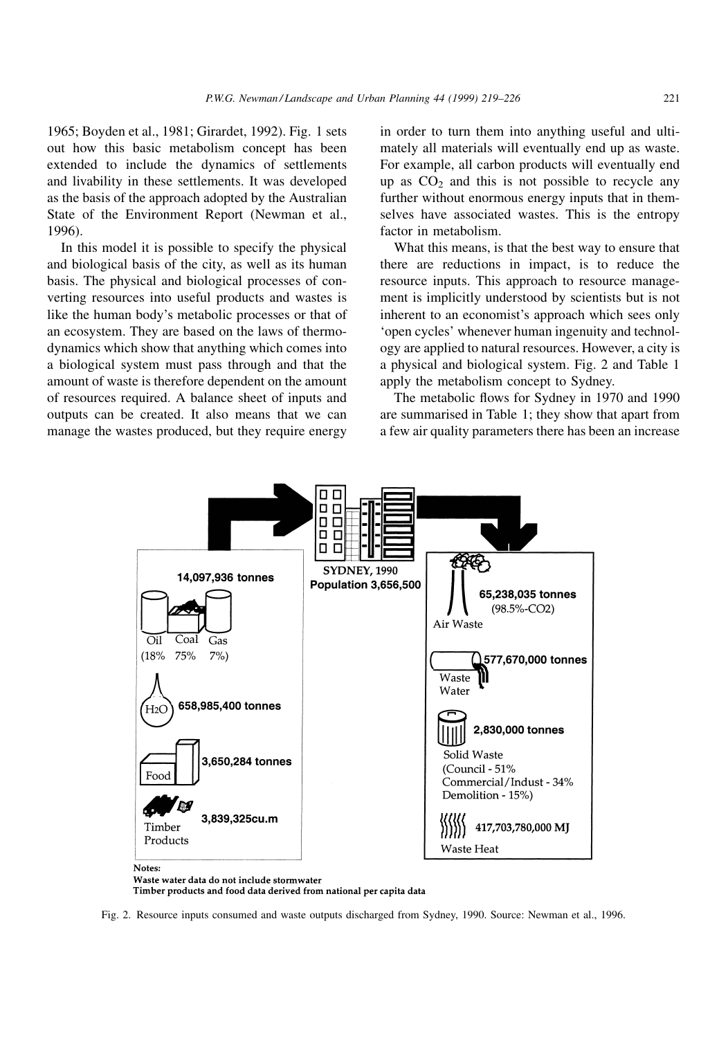1965; Boyden et al., 1981; Girardet, 1992). Fig. 1 sets out how this basic metabolism concept has been extended to include the dynamics of settlements and livability in these settlements. It was developed as the basis of the approach adopted by the Australian State of the Environment Report (Newman et al., 1996).

In this model it is possible to specify the physical and biological basis of the city, as well as its human basis. The physical and biological processes of converting resources into useful products and wastes is like the human body's metabolic processes or that of an ecosystem. They are based on the laws of thermodynamics which show that anything which comes into a biological system must pass through and that the amount of waste is therefore dependent on the amount of resources required. A balance sheet of inputs and outputs can be created. It also means that we can manage the wastes produced, but they require energy in order to turn them into anything useful and ultimately all materials will eventually end up as waste. For example, all carbon products will eventually end up as $CO_2$ and this is not possible to recycle any further without enormous energy inputs that in themselves have associated wastes. This is the entropy factor in metabolism.

What this means, is that the best way to ensure that there are reductions in impact, is to reduce the resource inputs. This approach to resource management is implicitly understood by scientists but is not inherent to an economist's approach which sees only 'open cycles' whenever human ingenuity and technology are applied to natural resources. However, a city is a physical and biological system. Fig. 2 and Table 1 apply the metabolism concept to Sydney.

The metabolic flows for Sydney in 1970 and 1990 are summarised in Table 1; they show that apart from a few air quality parameters there has been an increase

SYDNEY, 1990
Population 3,656,500

14,097,936 tonnes
Oil (18%  Coal 75%  Gas 7%)

$H_2O$ 658,985,400 tonnes

Food 3,650,284 tonnes

Timber Products 3,839,325cu.m

Air Waste 65,238,035 tonnes (98.5%-CO2)

Waste Water 577,670,000 tonnes

Solid Waste 2,830,000 tonnes
(Council - 51%
Commercial/Indust - 34%
Demolition - 15%)

Waste Heat 417,703,780,000 MJ

Notes:
Waste water data do not include stormwater
Timber products and food data derived from national per capita data

Fig. 2. Resource inputs consumed and waste outputs discharged from Sydney, 1990. Source: Newman et al., 1996.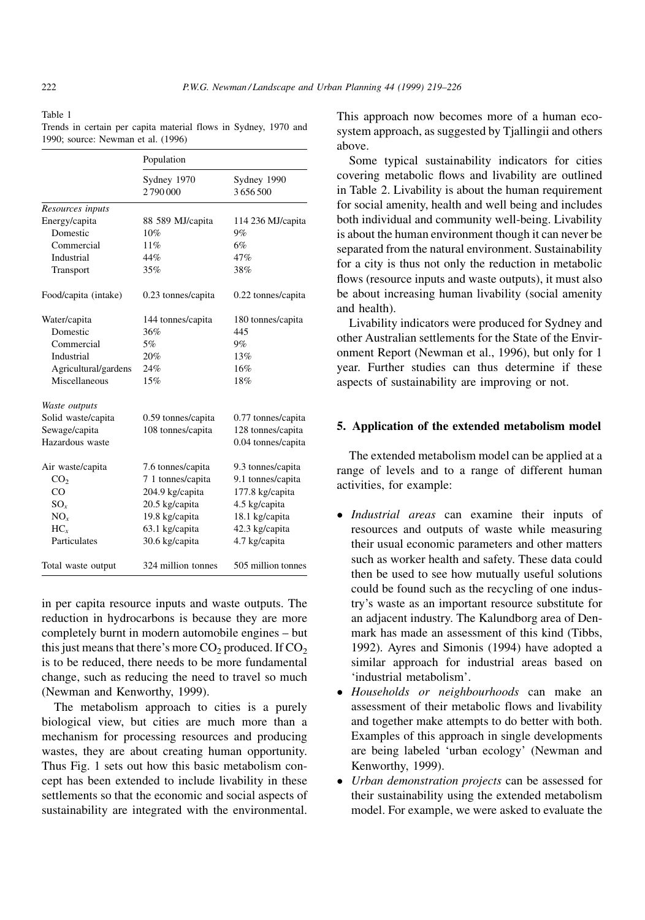Table 1
Trends in certain per capita material flows in Sydney, 1970 and 1990; source: Newman et al. (1996)

| | Population | |
|---|---|---|
| | Sydney 1970 2 790 000 | Sydney 1990 3 656 500 |
| *Resources inputs* | | |
| Energy/capita | 88 589 MJ/capita | 114 236 MJ/capita |
| Domestic | 10% | 9% |
| Commercial | 11% | 6% |
| Industrial | 44% | 47% |
| Transport | 35% | 38% |
| Food/capita (intake) | 0.23 tonnes/capita | 0.22 tonnes/capita |
| Water/capita | 144 tonnes/capita | 180 tonnes/capita |
| Domestic | 36% | 445 |
| Commercial | 5% | 9% |
| Industrial | 20% | 13% |
| Agricultural/gardens | 24% | 16% |
| Miscellaneous | 15% | 18% |
| *Waste outputs* | | |
| Solid waste/capita | 0.59 tonnes/capita | 0.77 tonnes/capita |
| Sewage/capita | 108 tonnes/capita | 128 tonnes/capita |
| Hazardous waste | | 0.04 tonnes/capita |
| Air waste/capita | 7.6 tonnes/capita | 9.3 tonnes/capita |
| $CO_2$ | 7 1 tonnes/capita | 9.1 tonnes/capita |
| CO | 204.9 kg/capita | 177.8 kg/capita |
| $SO_x$ | 20.5 kg/capita | 4.5 kg/capita |
| $NO_x$ | 19.8 kg/capita | 18.1 kg/capita |
| $HC_x$ | 63.1 kg/capita | 42.3 kg/capita |
| Particulates | 30.6 kg/capita | 4.7 kg/capita |
| Total waste output | 324 million tonnes | 505 million tonnes |

in per capita resource inputs and waste outputs. The reduction in hydrocarbons is because they are more completely burnt in modern automobile engines – but this just means that there's more $CO_2$ produced. If $CO_2$ is to be reduced, there needs to be more fundamental change, such as reducing the need to travel so much (Newman and Kenworthy, 1999).

The metabolism approach to cities is a purely biological view, but cities are much more than a mechanism for processing resources and producing wastes, they are about creating human opportunity. Thus Fig. 1 sets out how this basic metabolism concept has been extended to include livability in these settlements so that the economic and social aspects of sustainability are integrated with the environmental. This approach now becomes more of a human ecosystem approach, as suggested by Tjallingii and others above.

Some typical sustainability indicators for cities covering metabolic flows and livability are outlined in Table 2. Livability is about the human requirement for social amenity, health and well being and includes both individual and community well-being. Livability is about the human environment though it can never be separated from the natural environment. Sustainability for a city is thus not only the reduction in metabolic flows (resource inputs and waste outputs), it must also be about increasing human livability (social amenity and health).

Livability indicators were produced for Sydney and other Australian settlements for the State of the Environment Report (Newman et al., 1996), but only for 1 year. Further studies can thus determine if these aspects of sustainability are improving or not.

## 5. Application of the extended metabolism model

The extended metabolism model can be applied at a range of levels and to a range of different human activities, for example:

- *Industrial areas* can examine their inputs of resources and outputs of waste while measuring their usual economic parameters and other matters such as worker health and safety. These data could then be used to see how mutually useful solutions could be found such as the recycling of one industry's waste as an important resource substitute for an adjacent industry. The Kalundborg area of Denmark has made an assessment of this kind (Tibbs, 1992). Ayres and Simonis (1994) have adopted a similar approach for industrial areas based on 'industrial metabolism'.
- *Households or neighbourhoods* can make an assessment of their metabolic flows and livability and together make attempts to do better with both. Examples of this approach in single developments are being labeled 'urban ecology' (Newman and Kenworthy, 1999).
- *Urban demonstration projects* can be assessed for their sustainability using the extended metabolism model. For example, we were asked to evaluate the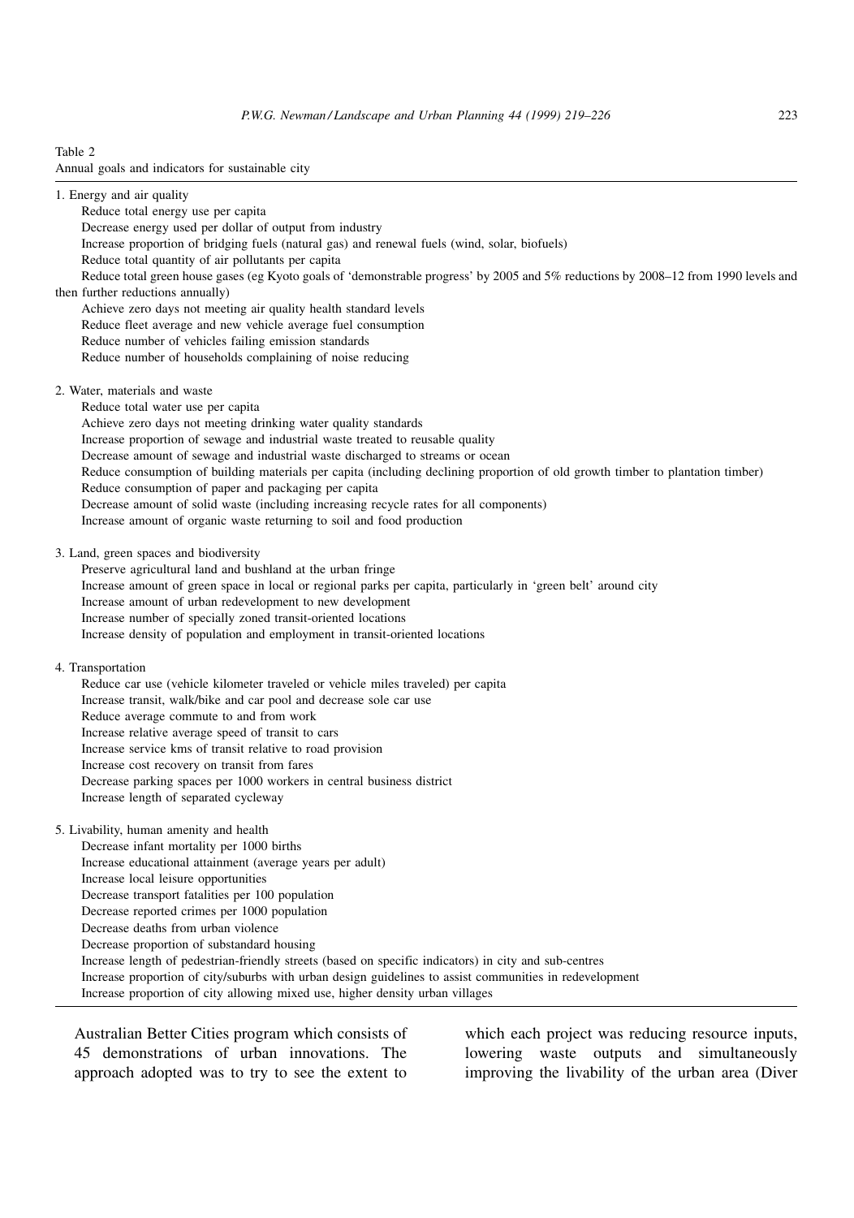Table 2
Annual goals and indicators for sustainable city

1. Energy and air quality
   - Reduce total energy use per capita
   - Decrease energy used per dollar of output from industry
   - Increase proportion of bridging fuels (natural gas) and renewal fuels (wind, solar, biofuels)
   - Reduce total quantity of air pollutants per capita
   - Reduce total green house gases (eg Kyoto goals of 'demonstrable progress' by 2005 and 5% reductions by 2008–12 from 1990 levels and then further reductions annually)
   - Achieve zero days not meeting air quality health standard levels
   - Reduce fleet average and new vehicle average fuel consumption
   - Reduce number of vehicles failing emission standards
   - Reduce number of households complaining of noise reducing

2. Water, materials and waste
   - Reduce total water use per capita
   - Achieve zero days not meeting drinking water quality standards
   - Increase proportion of sewage and industrial waste treated to reusable quality
   - Decrease amount of sewage and industrial waste discharged to streams or ocean
   - Reduce consumption of building materials per capita (including declining proportion of old growth timber to plantation timber)
   - Reduce consumption of paper and packaging per capita
   - Decrease amount of solid waste (including increasing recycle rates for all components)
   - Increase amount of organic waste returning to soil and food production

3. Land, green spaces and biodiversity
   - Preserve agricultural land and bushland at the urban fringe
   - Increase amount of green space in local or regional parks per capita, particularly in 'green belt' around city
   - Increase amount of urban redevelopment to new development
   - Increase number of specially zoned transit-oriented locations
   - Increase density of population and employment in transit-oriented locations

4. Transportation
   - Reduce car use (vehicle kilometer traveled or vehicle miles traveled) per capita
   - Increase transit, walk/bike and car pool and decrease sole car use
   - Reduce average commute to and from work
   - Increase relative average speed of transit to cars
   - Increase service kms of transit relative to road provision
   - Increase cost recovery on transit from fares
   - Decrease parking spaces per 1000 workers in central business district
   - Increase length of separated cycleway

5. Livability, human amenity and health
   - Decrease infant mortality per 1000 births
   - Increase educational attainment (average years per adult)
   - Increase local leisure opportunities
   - Decrease transport fatalities per 100 population
   - Decrease reported crimes per 1000 population
   - Decrease deaths from urban violence
   - Decrease proportion of substandard housing
   - Increase length of pedestrian-friendly streets (based on specific indicators) in city and sub-centres
   - Increase proportion of city/suburbs with urban design guidelines to assist communities in redevelopment
   - Increase proportion of city allowing mixed use, higher density urban villages

Australian Better Cities program which consists of 45 demonstrations of urban innovations. The approach adopted was to try to see the extent to which each project was reducing resource inputs, lowering waste outputs and simultaneously improving the livability of the urban area (Diver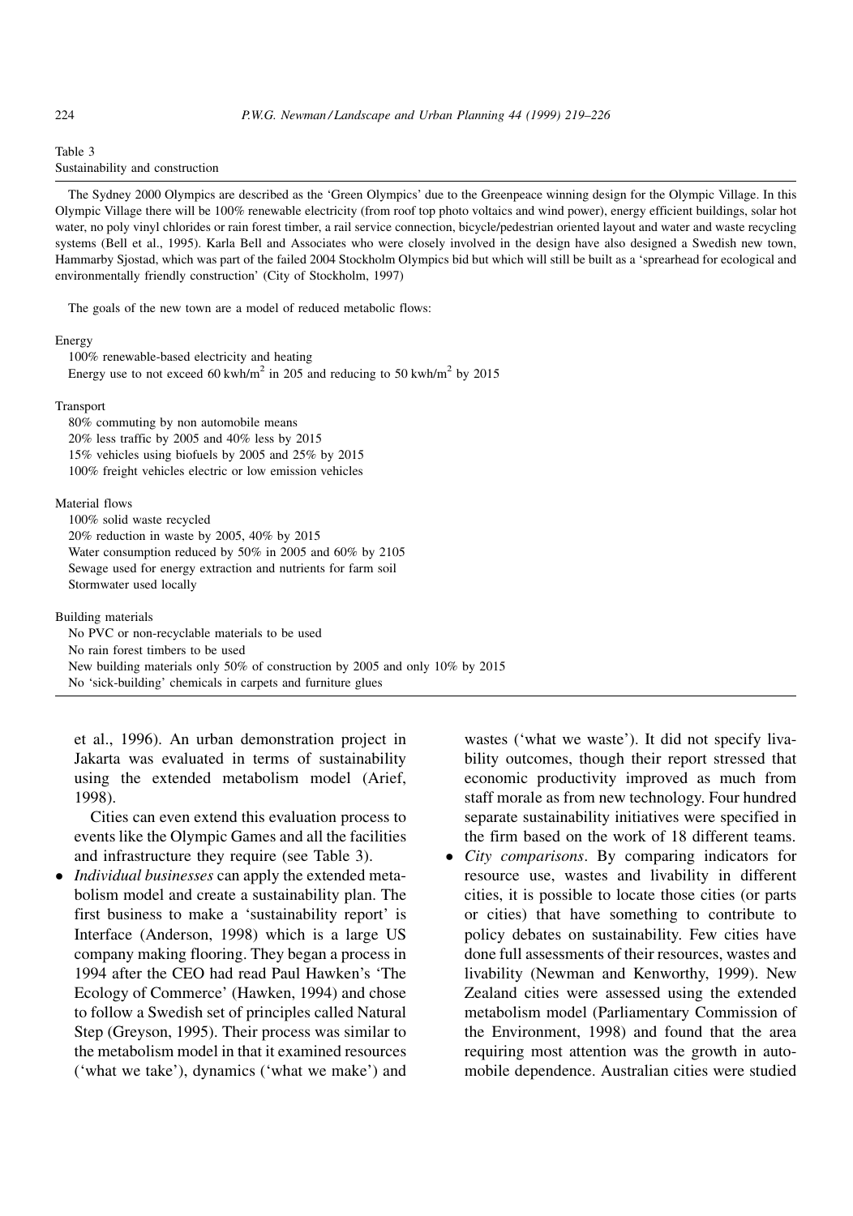Table 3
Sustainability and construction

The Sydney 2000 Olympics are described as the 'Green Olympics' due to the Greenpeace winning design for the Olympic Village. In this Olympic Village there will be 100% renewable electricity (from roof top photo voltaics and wind power), energy efficient buildings, solar hot water, no poly vinyl chlorides or rain forest timber, a rail service connection, bicycle/pedestrian oriented layout and water and waste recycling systems (Bell et al., 1995). Karla Bell and Associates who were closely involved in the design have also designed a Swedish new town, Hammarby Sjostad, which was part of the failed 2004 Stockholm Olympics bid but which will still be built as a 'spearhead for ecological and environmentally friendly construction' (City of Stockholm, 1997)

The goals of the new town are a model of reduced metabolic flows:

Energy
- 100% renewable-based electricity and heating
- Energy use to not exceed 60 kwh/m$^2$ in 205 and reducing to 50 kwh/m$^2$ by 2015

Transport
- 80% commuting by non automobile means
- 20% less traffic by 2005 and 40% less by 2015
- 15% vehicles using biofuels by 2005 and 25% by 2015
- 100% freight vehicles electric or low emission vehicles

Material flows
- 100% solid waste recycled
- 20% reduction in waste by 2005, 40% by 2015
- Water consumption reduced by 50% in 2005 and 60% by 2105
- Sewage used for energy extraction and nutrients for farm soil
- Stormwater used locally

Building materials
- No PVC or non-recyclable materials to be used
- No rain forest timbers to be used
- New building materials only 50% of construction by 2005 and only 10% by 2015
- No 'sick-building' chemicals in carpets and furniture glues

et al., 1996). An urban demonstration project in Jakarta was evaluated in terms of sustainability using the extended metabolism model (Arief, 1998).

Cities can even extend this evaluation process to events like the Olympic Games and all the facilities and infrastructure they require (see Table 3).

- *Individual businesses* can apply the extended metabolism model and create a sustainability plan. The first business to make a 'sustainability report' is Interface (Anderson, 1998) which is a large US company making flooring. They began a process in 1994 after the CEO had read Paul Hawken's 'The Ecology of Commerce' (Hawken, 1994) and chose to follow a Swedish set of principles called Natural Step (Greyson, 1995). Their process was similar to the metabolism model in that it examined resources ('what we take'), dynamics ('what we make') and wastes ('what we waste'). It did not specify livability outcomes, though their report stressed that economic productivity improved as much from staff morale as from new technology. Four hundred separate sustainability initiatives were specified in the firm based on the work of 18 different teams.
- *City comparisons*. By comparing indicators for resource use, wastes and livability in different cities, it is possible to locate those cities (or parts or cities) that have something to contribute to policy debates on sustainability. Few cities have done full assessments of their resources, wastes and livability (Newman and Kenworthy, 1999). New Zealand cities were assessed using the extended metabolism model (Parliamentary Commission of the Environment, 1998) and found that the area requiring most attention was the growth in automobile dependence. Australian cities were studied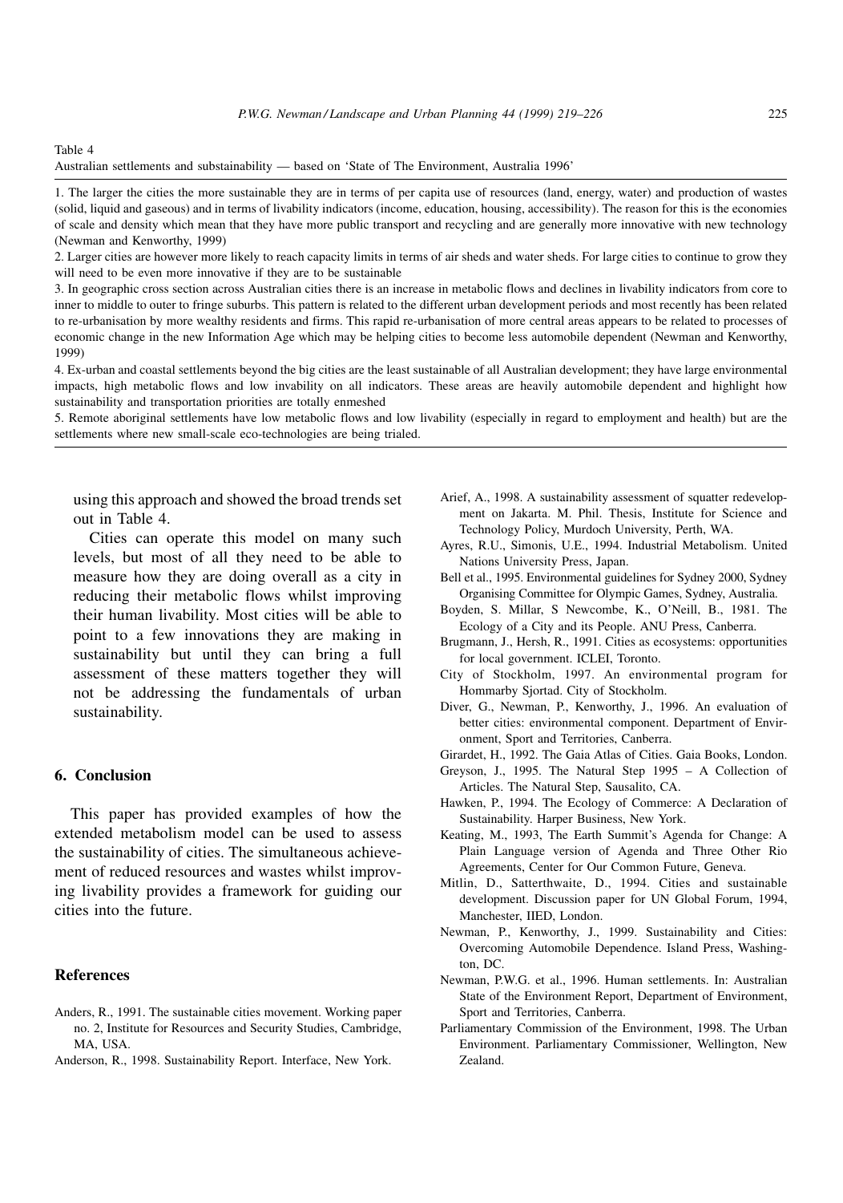Table 4
Australian settlements and substainability — based on 'State of The Environment, Australia 1996'

| |
|---|
| 1. The larger the cities the more sustainable they are in terms of per capita use of resources (land, energy, water) and production of wastes (solid, liquid and gaseous) and in terms of livability indicators (income, education, housing, accessibility). The reason for this is the economies of scale and density which mean that they have more public transport and recycling and are generally more innovative with new technology (Newman and Kenworthy, 1999) |
| 2. Larger cities are however more likely to reach capacity limits in terms of air sheds and water sheds. For large cities to continue to grow they will need to be even more innovative if they are to be sustainable |
| 3. In geographic cross section across Australian cities there is an increase in metabolic flows and declines in livability indicators from core to inner to middle to outer to fringe suburbs. This pattern is related to the different urban development periods and most recently has been related to re-urbanisation by more wealthy residents and firms. This rapid re-urbanisation of more central areas appears to be related to processes of economic change in the new Information Age which may be helping cities to become less automobile dependent (Newman and Kenworthy, 1999) |
| 4. Ex-urban and coastal settlements beyond the big cities are the least sustainable of all Australian development; they have large environmental impacts, high metabolic flows and low invability on all indicators. These areas are heavily automobile dependent and highlight how sustainability and transportation priorities are totally enmeshed |
| 5. Remote aboriginal settlements have low metabolic flows and low livability (especially in regard to employment and health) but are the settlements where new small-scale eco-technologies are being trialed. |

using this approach and showed the broad trends set out in Table 4.

Cities can operate this model on many such levels, but most of all they need to be able to measure how they are doing overall as a city in reducing their metabolic flows whilst improving their human livability. Most cities will be able to point to a few innovations they are making in sustainability but until they can bring a full assessment of these matters together they will not be addressing the fundamentals of urban sustainability.

## 6. Conclusion

This paper has provided examples of how the extended metabolism model can be used to assess the sustainability of cities. The simultaneous achievement of reduced resources and wastes whilst improving livability provides a framework for guiding our cities into the future.

## References

Anders, R., 1991. The sustainable cities movement. Working paper no. 2, Institute for Resources and Security Studies, Cambridge, MA, USA.

Anderson, R., 1998. Sustainability Report. Interface, New York.

Arief, A., 1998. A sustainability assessment of squatter redevelopment on Jakarta. M. Phil. Thesis, Institute for Science and Technology Policy, Murdoch University, Perth, WA.

Ayres, R.U., Simonis, U.E., 1994. Industrial Metabolism. United Nations University Press, Japan.

Bell et al., 1995. Environmental guidelines for Sydney 2000, Sydney Organising Committee for Olympic Games, Sydney, Australia.

Boyden, S. Millar, S Newcombe, K., O'Neill, B., 1981. The Ecology of a City and its People. ANU Press, Canberra.

Brugmann, J., Hersh, R., 1991. Cities as ecosystems: opportunities for local government. ICLEI, Toronto.

City of Stockholm, 1997. An environmental program for Hommarby Sjortad. City of Stockholm.

Diver, G., Newman, P., Kenworthy, J., 1996. An evaluation of better cities: environmental component. Department of Environment, Sport and Territories, Canberra.

Girardet, H., 1992. The Gaia Atlas of Cities. Gaia Books, London.

Greyson, J., 1995. The Natural Step 1995 – A Collection of Articles. The Natural Step, Sausalito, CA.

Hawken, P., 1994. The Ecology of Commerce: A Declaration of Sustainability. Harper Business, New York.

Keating, M., 1993, The Earth Summit's Agenda for Change: A Plain Language version of Agenda and Three Other Rio Agreements, Center for Our Common Future, Geneva.

Mitlin, D., Satterthwaite, D., 1994. Cities and sustainable development. Discussion paper for UN Global Forum, 1994, Manchester, IIED, London.

Newman, P., Kenworthy, J., 1999. Sustainability and Cities: Overcoming Automobile Dependence. Island Press, Washington, DC.

Newman, P.W.G. et al., 1996. Human settlements. In: Australian State of the Environment Report, Department of Environment, Sport and Territories, Canberra.

Parliamentary Commission of the Environment, 1998. The Urban Environment. Parliamentary Commissioner, Wellington, New Zealand.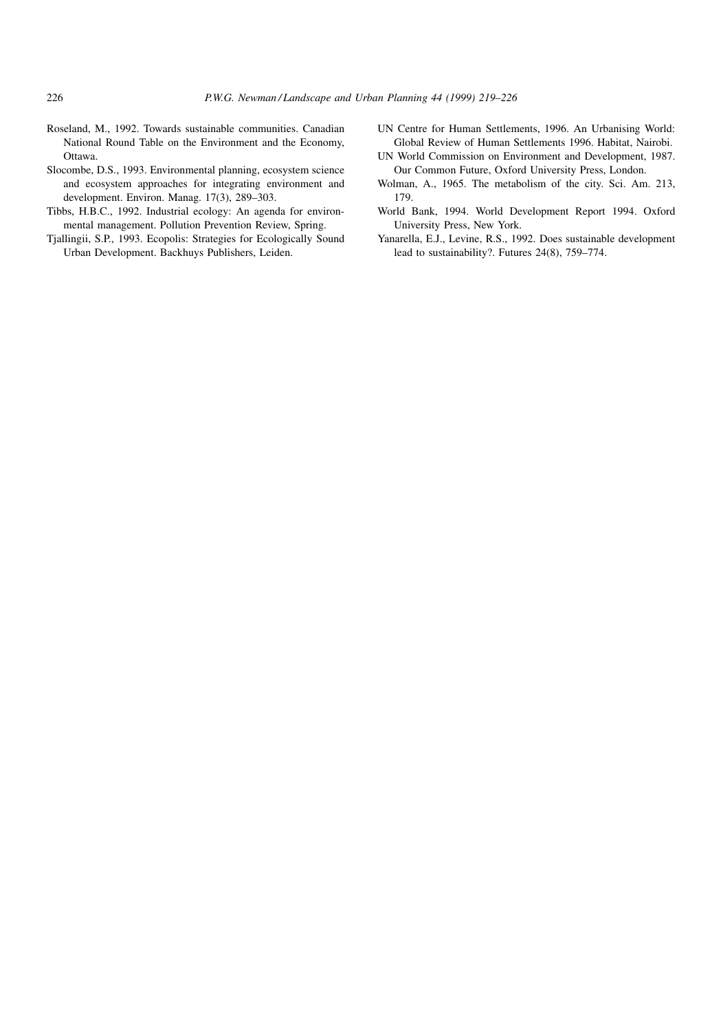Roseland, M., 1992. Towards sustainable communities. Canadian National Round Table on the Environment and the Economy, Ottawa.

Slocombe, D.S., 1993. Environmental planning, ecosystem science and ecosystem approaches for integrating environment and development. Environ. Manag. 17(3), 289–303.

Tibbs, H.B.C., 1992. Industrial ecology: An agenda for environmental management. Pollution Prevention Review, Spring.

Tjallingii, S.P., 1993. Ecopolis: Strategies for Ecologically Sound Urban Development. Backhuys Publishers, Leiden.

UN Centre for Human Settlements, 1996. An Urbanising World: Global Review of Human Settlements 1996. Habitat, Nairobi.

UN World Commission on Environment and Development, 1987. Our Common Future, Oxford University Press, London.

Wolman, A., 1965. The metabolism of the city. Sci. Am. 213, 179.

World Bank, 1994. World Development Report 1994. Oxford University Press, New York.

Yanarella, E.J., Levine, R.S., 1992. Does sustainable development lead to sustainability?. Futures 24(8), 759–774.